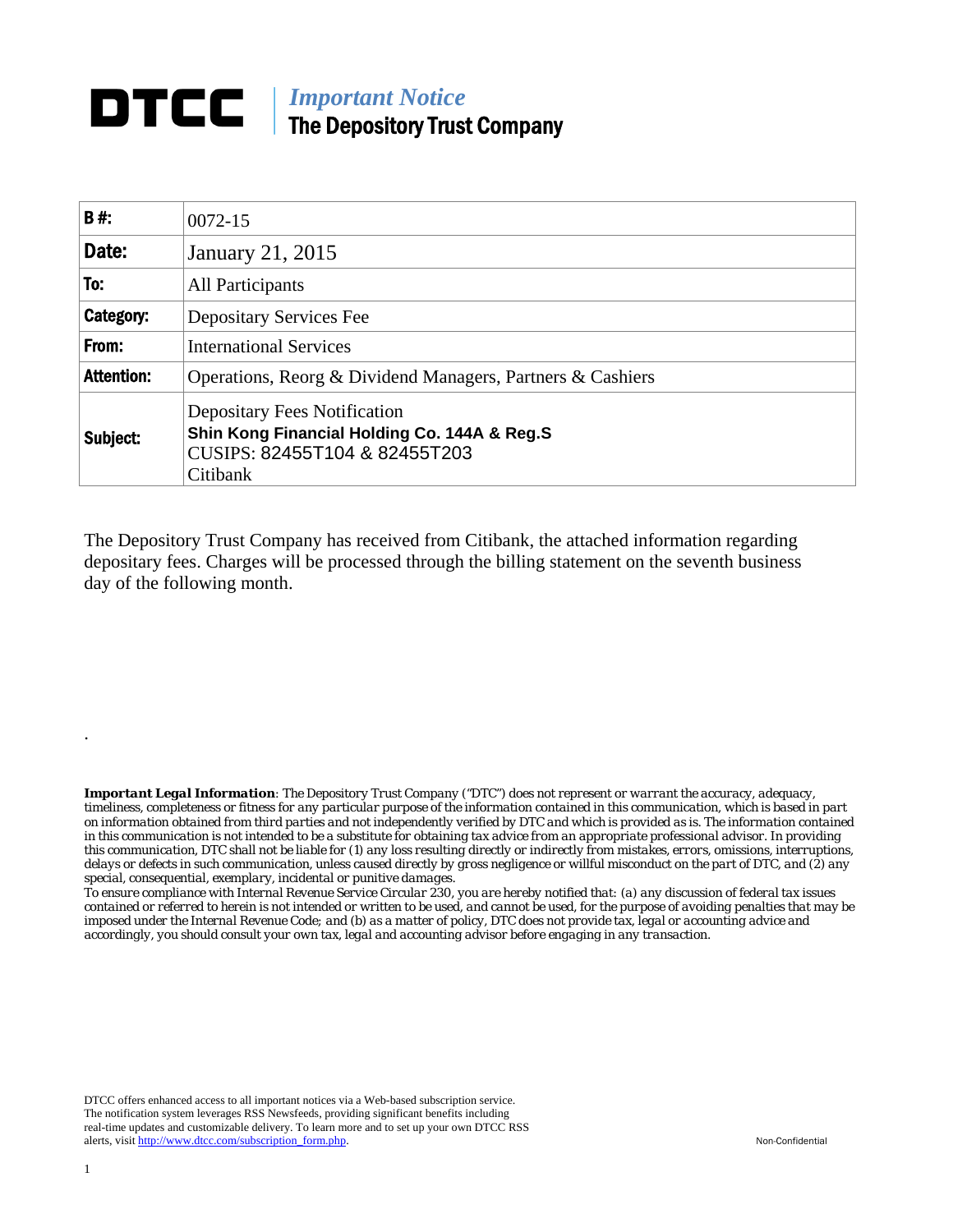# DTCC | *Important Notice* The Depository Trust Company

| | |
|---|---|
| **B #:** | 0072-15 |
| **Date:** | January 21, 2015 |
| **To:** | All Participants |
| **Category:** | Depositary Services Fee |
| **From:** | International Services |
| **Attention:** | Operations, Reorg & Dividend Managers, Partners & Cashiers |
| **Subject:** | Depositary Fees Notification<br>**Shin Kong Financial Holding Co. 144A & Reg.S**<br>CUSIPS: 82455T104 & 82455T203<br>Citibank |

The Depository Trust Company has received from Citibank, the attached information regarding depositary fees. Charges will be processed through the billing statement on the seventh business day of the following month.

.

***Important Legal Information**: The Depository Trust Company ("DTC") does not represent or warrant the accuracy, adequacy, timeliness, completeness or fitness for any particular purpose of the information contained in this communication, which is based in part on information obtained from third parties and not independently verified by DTC and which is provided as is. The information contained in this communication is not intended to be a substitute for obtaining tax advice from an appropriate professional advisor. In providing this communication, DTC shall not be liable for (1) any loss resulting directly or indirectly from mistakes, errors, omissions, interruptions, delays or defects in such communication, unless caused directly by gross negligence or willful misconduct on the part of DTC, and (2) any special, consequential, exemplary, incidental or punitive damages.*

*To ensure compliance with Internal Revenue Service Circular 230, you are hereby notified that: (a) any discussion of federal tax issues contained or referred to herein is not intended or written to be used, and cannot be used, for the purpose of avoiding penalties that may be imposed under the Internal Revenue Code; and (b) as a matter of policy, DTC does not provide tax, legal or accounting advice and accordingly, you should consult your own tax, legal and accounting advisor before engaging in any transaction.*

DTCC offers enhanced access to all important notices via a Web-based subscription service. The notification system leverages RSS Newsfeeds, providing significant benefits including real-time updates and customizable delivery. To learn more and to set up your own DTCC RSS alerts, visit http://www.dtcc.com/subscription_form.php.

Non-Confidential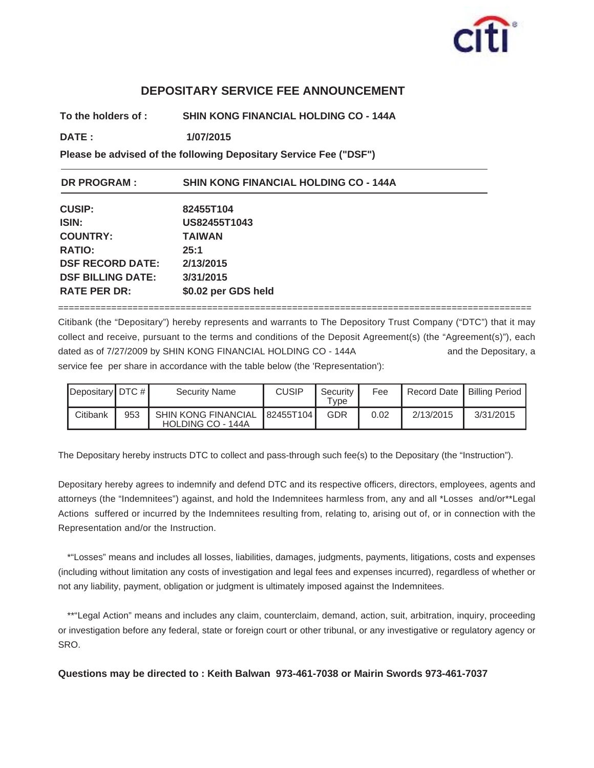## DEPOSITARY SERVICE FEE ANNOUNCEMENT

**To the holders of :** **SHIN KONG FINANCIAL HOLDING CO - 144A**

**DATE :** **1/07/2015**

**Please be advised of the following Depositary Service Fee ("DSF")**

---

**DR PROGRAM :** **SHIN KONG FINANCIAL HOLDING CO - 144A**

---

**CUSIP:** **82455T104**
**ISIN:** **US82455T1043**
**COUNTRY:** **TAIWAN**
**RATIO:** **25:1**
**DSF RECORD DATE:** **2/13/2015**
**DSF BILLING DATE:** **3/31/2015**
**RATE PER DR:** **$0.02 per GDS held**

==========================================================================================

Citibank (the "Depositary") hereby represents and warrants to The Depository Trust Company ("DTC") that it may collect and receive, pursuant to the terms and conditions of the Deposit Agreement(s) (the "Agreement(s)"), each dated as of 7/27/2009 by SHIN KONG FINANCIAL HOLDING CO - 144A and the Depositary, a service fee per share in accordance with the table below (the 'Representation'):

| Depositary | DTC # | Security Name | CUSIP | Security Type | Fee | Record Date | Billing Period |
|---|---|---|---|---|---|---|---|
| Citibank | 953 | SHIN KONG FINANCIAL HOLDING CO - 144A | 82455T104 | GDR | 0.02 | 2/13/2015 | 3/31/2015 |

The Depositary hereby instructs DTC to collect and pass-through such fee(s) to the Depositary (the "Instruction").

Depositary hereby agrees to indemnify and defend DTC and its respective officers, directors, employees, agents and attorneys (the "Indemnitees") against, and hold the Indemnitees harmless from, any and all *Losses and/or**Legal Actions suffered or incurred by the Indemnitees resulting from, relating to, arising out of, or in connection with the Representation and/or the Instruction.

*"Losses" means and includes all losses, liabilities, damages, judgments, payments, litigations, costs and expenses (including without limitation any costs of investigation and legal fees and expenses incurred), regardless of whether or not any liability, payment, obligation or judgment is ultimately imposed against the Indemnitees.

**"Legal Action" means and includes any claim, counterclaim, demand, action, suit, arbitration, inquiry, proceeding or investigation before any federal, state or foreign court or other tribunal, or any investigative or regulatory agency or SRO.

**Questions may be directed to : Keith Balwan 973-461-7038 or Mairin Swords 973-461-7037**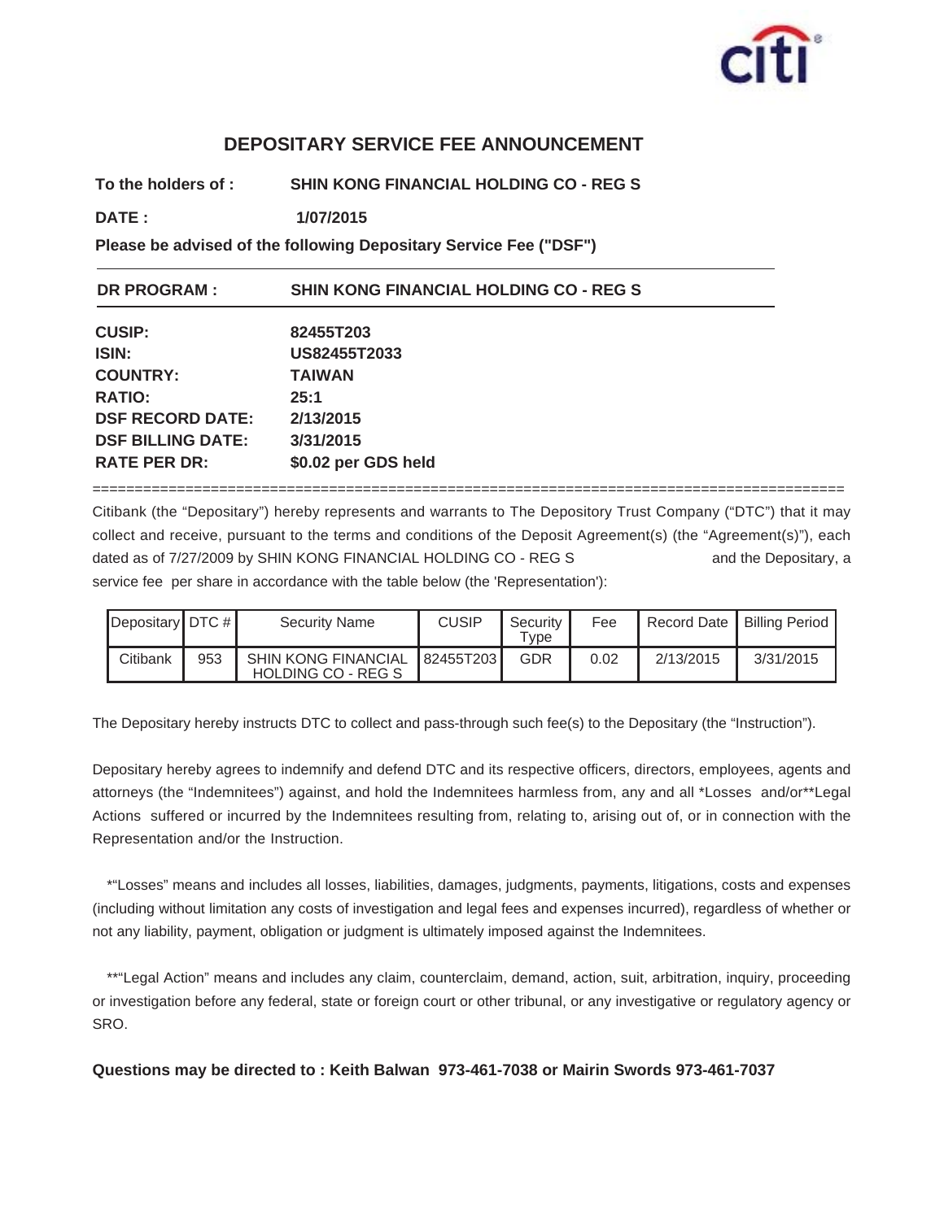# DEPOSITARY SERVICE FEE ANNOUNCEMENT

**To the holders of :** **SHIN KONG FINANCIAL HOLDING CO - REG S**

**DATE :** **1/07/2015**

**Please be advised of the following Depositary Service Fee ("DSF")**

---

**DR PROGRAM :** **SHIN KONG FINANCIAL HOLDING CO - REG S**

---

| | |
|---|---|
| **CUSIP:** | **82455T203** |
| **ISIN:** | **US82455T2033** |
| **COUNTRY:** | **TAIWAN** |
| **RATIO:** | **25:1** |
| **DSF RECORD DATE:** | **2/13/2015** |
| **DSF BILLING DATE:** | **3/31/2015** |
| **RATE PER DR:** | **$0.02 per GDS held** |

==========================================================================================

Citibank (the "Depositary") hereby represents and warrants to The Depository Trust Company ("DTC") that it may collect and receive, pursuant to the terms and conditions of the Deposit Agreement(s) (the "Agreement(s)"), each dated as of 7/27/2009 by SHIN KONG FINANCIAL HOLDING CO - REG S and the Depositary, a service fee per share in accordance with the table below (the 'Representation'):

| Depositary | DTC # | Security Name | CUSIP | Security Type | Fee | Record Date | Billing Period |
|---|---|---|---|---|---|---|---|
| Citibank | 953 | SHIN KONG FINANCIAL HOLDING CO - REG S | 82455T203 | GDR | 0.02 | 2/13/2015 | 3/31/2015 |

The Depositary hereby instructs DTC to collect and pass-through such fee(s) to the Depositary (the "Instruction").

Depositary hereby agrees to indemnify and defend DTC and its respective officers, directors, employees, agents and attorneys (the "Indemnitees") against, and hold the Indemnitees harmless from, any and all *Losses and/or**Legal Actions suffered or incurred by the Indemnitees resulting from, relating to, arising out of, or in connection with the Representation and/or the Instruction.

*"Losses" means and includes all losses, liabilities, damages, judgments, payments, litigations, costs and expenses (including without limitation any costs of investigation and legal fees and expenses incurred), regardless of whether or not any liability, payment, obligation or judgment is ultimately imposed against the Indemnitees.

**"Legal Action" means and includes any claim, counterclaim, demand, action, suit, arbitration, inquiry, proceeding or investigation before any federal, state or foreign court or other tribunal, or any investigative or regulatory agency or SRO.

**Questions may be directed to : Keith Balwan 973-461-7038 or Mairin Swords 973-461-7037**